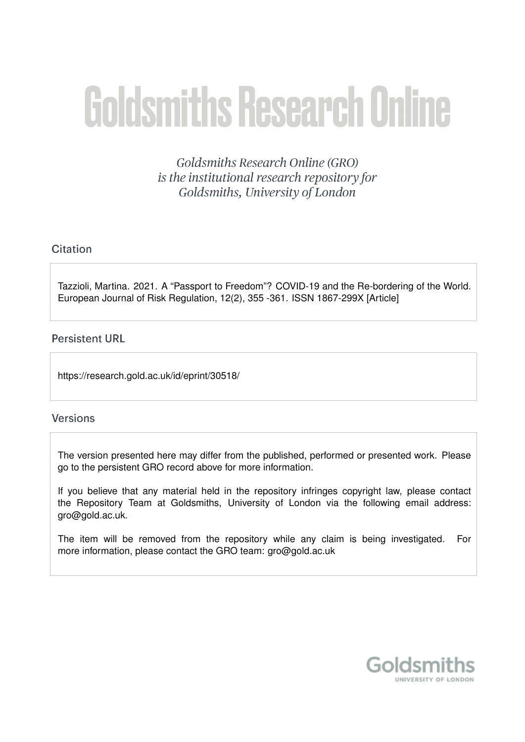# Goldsmiths Research Online

*Goldsmiths Research Online (GRO) is the institutional research repository for Goldsmiths, University of London*

## Citation

Tazzioli, Martina. 2021. A "Passport to Freedom"? COVID-19 and the Re-bordering of the World. European Journal of Risk Regulation, 12(2), 355 -361. ISSN 1867-299X [Article]

## Persistent URL

https://research.gold.ac.uk/id/eprint/30518/

## Versions

The version presented here may differ from the published, performed or presented work. Please go to the persistent GRO record above for more information.

If you believe that any material held in the repository infringes copyright law, please contact the Repository Team at Goldsmiths, University of London via the following email address: gro@gold.ac.uk.

The item will be removed from the repository while any claim is being investigated. For more information, please contact the GRO team: gro@gold.ac.uk

Goldsmiths
UNIVERSITY OF LONDON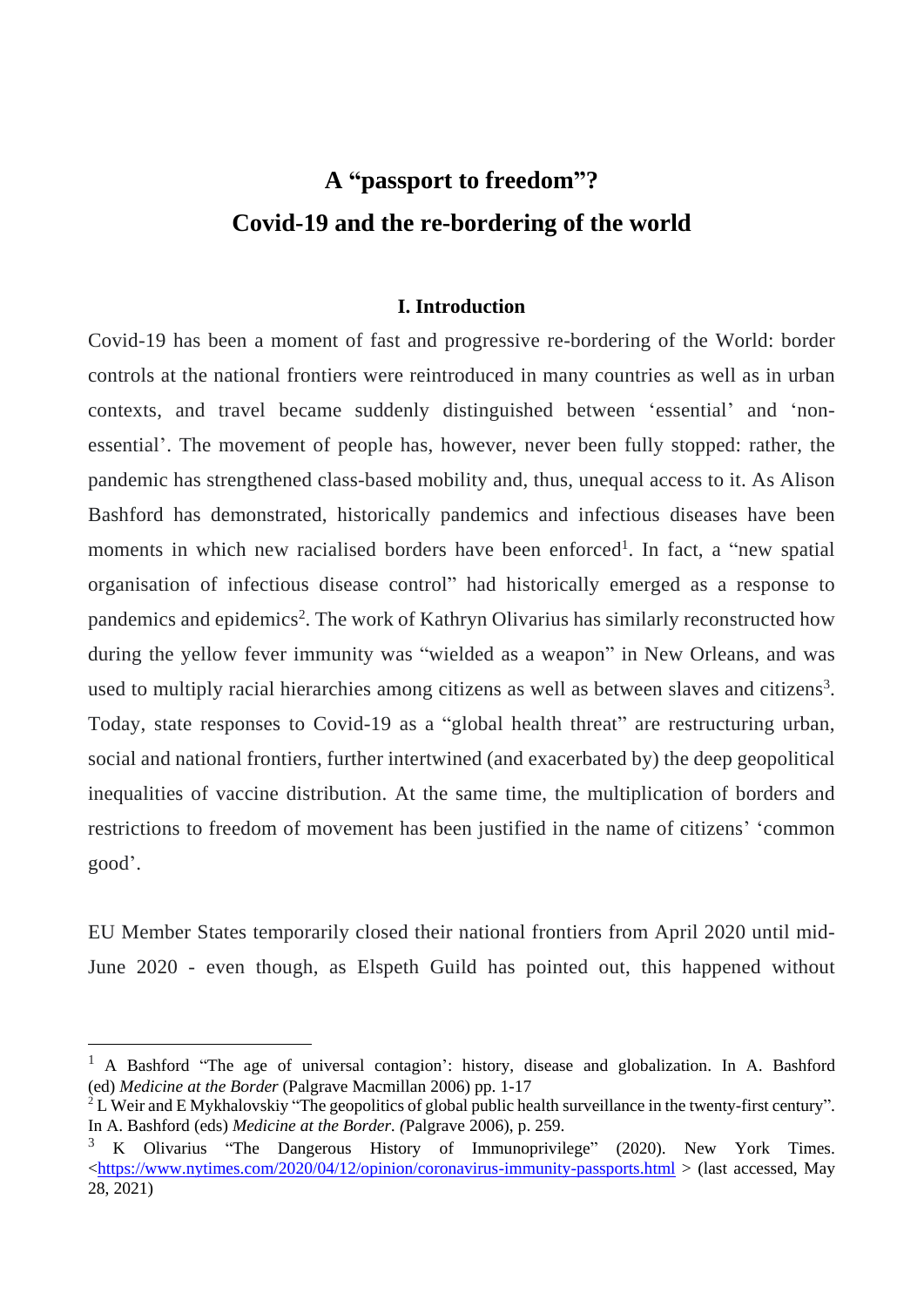# A "passport to freedom"?
# Covid-19 and the re-bordering of the world

## I. Introduction

Covid-19 has been a moment of fast and progressive re-bordering of the World: border controls at the national frontiers were reintroduced in many countries as well as in urban contexts, and travel became suddenly distinguished between 'essential' and 'non-essential'. The movement of people has, however, never been fully stopped: rather, the pandemic has strengthened class-based mobility and, thus, unequal access to it. As Alison Bashford has demonstrated, historically pandemics and infectious diseases have been moments in which new racialised borders have been enforced[1]. In fact, a "new spatial organisation of infectious disease control" had historically emerged as a response to pandemics and epidemics[2]. The work of Kathryn Olivarius has similarly reconstructed how during the yellow fever immunity was "wielded as a weapon" in New Orleans, and was used to multiply racial hierarchies among citizens as well as between slaves and citizens[3]. Today, state responses to Covid-19 as a "global health threat" are restructuring urban, social and national frontiers, further intertwined (and exacerbated by) the deep geopolitical inequalities of vaccine distribution. At the same time, the multiplication of borders and restrictions to freedom of movement has been justified in the name of citizens' 'common good'.

EU Member States temporarily closed their national frontiers from April 2020 until mid-June 2020 - even though, as Elspeth Guild has pointed out, this happened without

---

[1] A Bashford "The age of universal contagion': history, disease and globalization. In A. Bashford (ed) *Medicine at the Border* (Palgrave Macmillan 2006) pp. 1-17

[2] L Weir and E Mykhalovskiy "The geopolitics of global public health surveillance in the twenty-first century". In A. Bashford (eds) *Medicine at the Border. (*Palgrave 2006), p. 259.

[3] K Olivarius "The Dangerous History of Immunoprivilege" (2020). New York Times. <https://www.nytimes.com/2020/04/12/opinion/coronavirus-immunity-passports.html > (last accessed, May 28, 2021)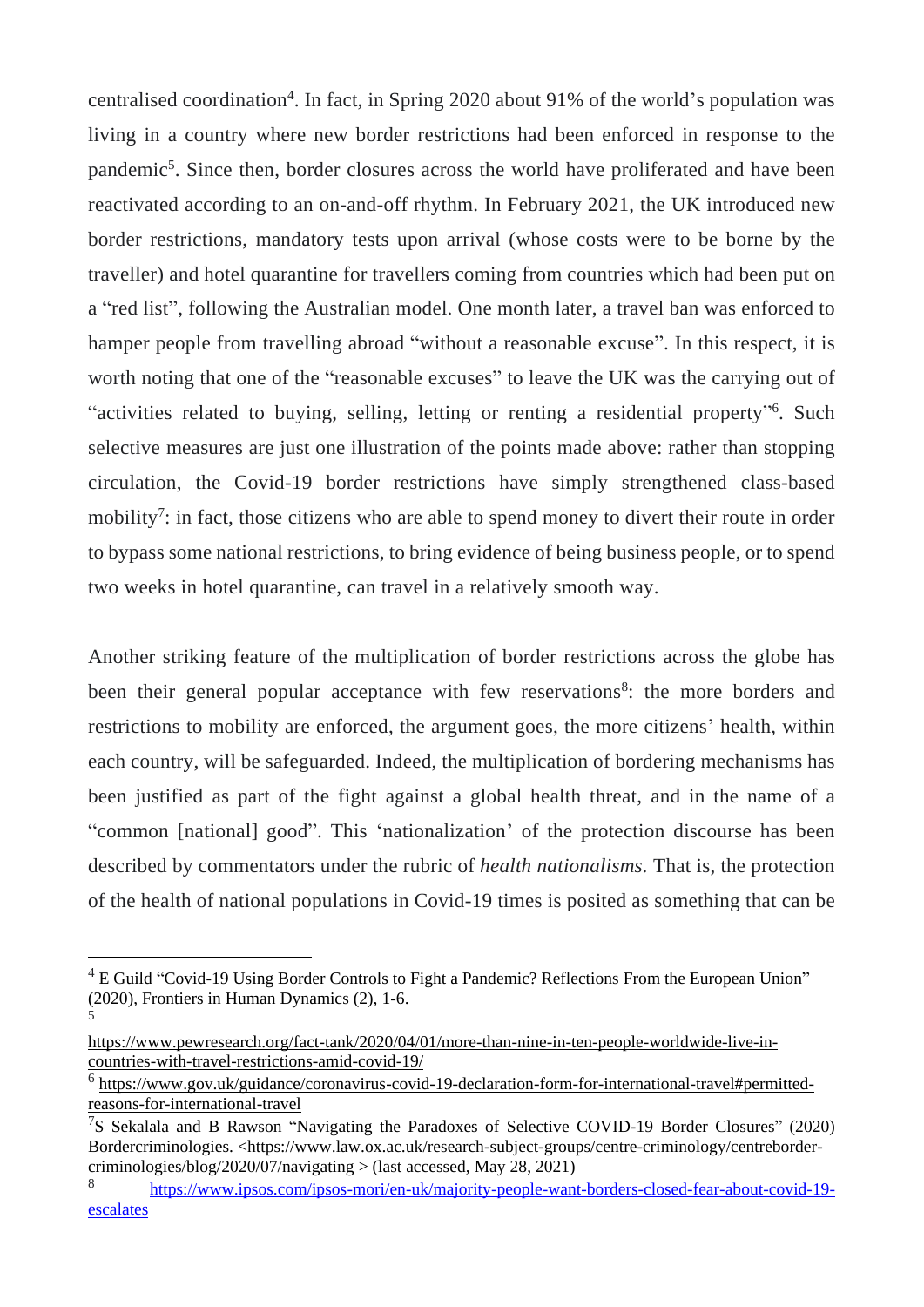centralised coordination[4]. In fact, in Spring 2020 about 91% of the world's population was living in a country where new border restrictions had been enforced in response to the pandemic[5]. Since then, border closures across the world have proliferated and have been reactivated according to an on-and-off rhythm. In February 2021, the UK introduced new border restrictions, mandatory tests upon arrival (whose costs were to be borne by the traveller) and hotel quarantine for travellers coming from countries which had been put on a "red list", following the Australian model. One month later, a travel ban was enforced to hamper people from travelling abroad "without a reasonable excuse". In this respect, it is worth noting that one of the "reasonable excuses" to leave the UK was the carrying out of "activities related to buying, selling, letting or renting a residential property"[6]. Such selective measures are just one illustration of the points made above: rather than stopping circulation, the Covid-19 border restrictions have simply strengthened class-based mobility[7]: in fact, those citizens who are able to spend money to divert their route in order to bypass some national restrictions, to bring evidence of being business people, or to spend two weeks in hotel quarantine, can travel in a relatively smooth way.

Another striking feature of the multiplication of border restrictions across the globe has been their general popular acceptance with few reservations[8]: the more borders and restrictions to mobility are enforced, the argument goes, the more citizens' health, within each country, will be safeguarded. Indeed, the multiplication of bordering mechanisms has been justified as part of the fight against a global health threat, and in the name of a "common [national] good". This 'nationalization' of the protection discourse has been described by commentators under the rubric of *health nationalisms*. That is, the protection of the health of national populations in Covid-19 times is posited as something that can be

---

[4] E Guild "Covid-19 Using Border Controls to Fight a Pandemic? Reflections From the European Union" (2020), Frontiers in Human Dynamics (2), 1-6.

[5] https://www.pewresearch.org/fact-tank/2020/04/01/more-than-nine-in-ten-people-worldwide-live-in-countries-with-travel-restrictions-amid-covid-19/

[6] https://www.gov.uk/guidance/coronavirus-covid-19-declaration-form-for-international-travel#permitted-reasons-for-international-travel

[7] S Sekalala and B Rawson "Navigating the Paradoxes of Selective COVID-19 Border Closures" (2020) Bordercriminologies. <https://www.law.ox.ac.uk/research-subject-groups/centre-criminology/centreborder-criminologies/blog/2020/07/navigating > (last accessed, May 28, 2021)

[8] https://www.ipsos.com/ipsos-mori/en-uk/majority-people-want-borders-closed-fear-about-covid-19-escalates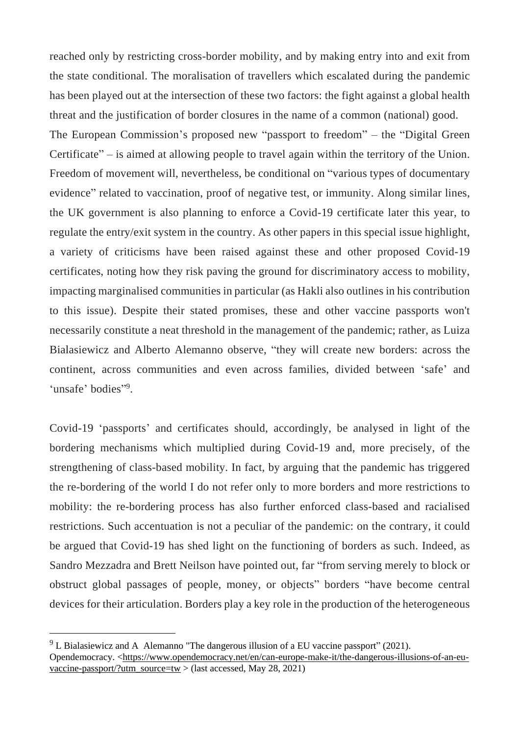reached only by restricting cross-border mobility, and by making entry into and exit from the state conditional. The moralisation of travellers which escalated during the pandemic has been played out at the intersection of these two factors: the fight against a global health threat and the justification of border closures in the name of a common (national) good.
The European Commission's proposed new "passport to freedom" – the "Digital Green Certificate" – is aimed at allowing people to travel again within the territory of the Union. Freedom of movement will, nevertheless, be conditional on "various types of documentary evidence" related to vaccination, proof of negative test, or immunity. Along similar lines, the UK government is also planning to enforce a Covid-19 certificate later this year, to regulate the entry/exit system in the country. As other papers in this special issue highlight, a variety of criticisms have been raised against these and other proposed Covid-19 certificates, noting how they risk paving the ground for discriminatory access to mobility, impacting marginalised communities in particular (as Hakli also outlines in his contribution to this issue). Despite their stated promises, these and other vaccine passports won't necessarily constitute a neat threshold in the management of the pandemic; rather, as Luiza Bialasiewicz and Alberto Alemanno observe, "they will create new borders: across the continent, across communities and even across families, divided between 'safe' and 'unsafe' bodies"[9].

Covid-19 'passports' and certificates should, accordingly, be analysed in light of the bordering mechanisms which multiplied during Covid-19 and, more precisely, of the strengthening of class-based mobility. In fact, by arguing that the pandemic has triggered the re-bordering of the world I do not refer only to more borders and more restrictions to mobility: the re-bordering process has also further enforced class-based and racialised restrictions. Such accentuation is not a peculiar of the pandemic: on the contrary, it could be argued that Covid-19 has shed light on the functioning of borders as such. Indeed, as Sandro Mezzadra and Brett Neilson have pointed out, far "from serving merely to block or obstruct global passages of people, money, or objects" borders "have become central devices for their articulation. Borders play a key role in the production of the heterogeneous

[9] L Bialasiewicz and A Alemanno "The dangerous illusion of a EU vaccine passport" (2021). Opendemocracy. <https://www.opendemocracy.net/en/can-europe-make-it/the-dangerous-illusions-of-an-eu-vaccine-passport/?utm_source=tw > (last accessed, May 28, 2021)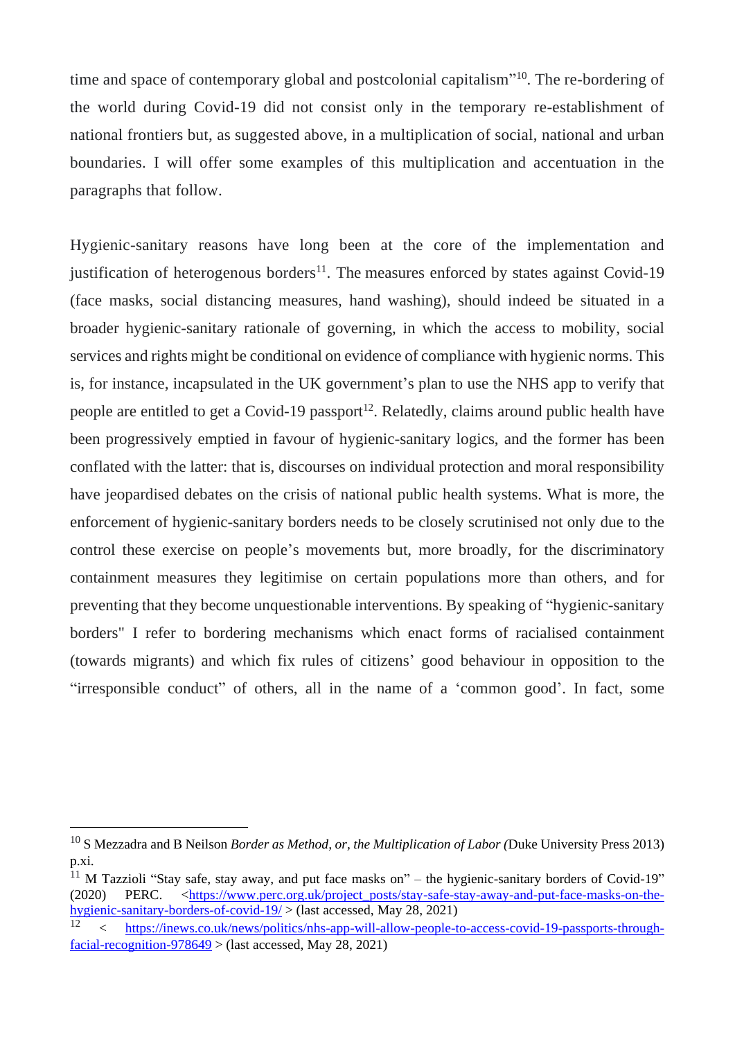time and space of contemporary global and postcolonial capitalism"[10]. The re-bordering of the world during Covid-19 did not consist only in the temporary re-establishment of national frontiers but, as suggested above, in a multiplication of social, national and urban boundaries. I will offer some examples of this multiplication and accentuation in the paragraphs that follow.

Hygienic-sanitary reasons have long been at the core of the implementation and justification of heterogenous borders[11]. The measures enforced by states against Covid-19 (face masks, social distancing measures, hand washing), should indeed be situated in a broader hygienic-sanitary rationale of governing, in which the access to mobility, social services and rights might be conditional on evidence of compliance with hygienic norms. This is, for instance, incapsulated in the UK government's plan to use the NHS app to verify that people are entitled to get a Covid-19 passport[12]. Relatedly, claims around public health have been progressively emptied in favour of hygienic-sanitary logics, and the former has been conflated with the latter: that is, discourses on individual protection and moral responsibility have jeopardised debates on the crisis of national public health systems. What is more, the enforcement of hygienic-sanitary borders needs to be closely scrutinised not only due to the control these exercise on people's movements but, more broadly, for the discriminatory containment measures they legitimise on certain populations more than others, and for preventing that they become unquestionable interventions. By speaking of "hygienic-sanitary borders" I refer to bordering mechanisms which enact forms of racialised containment (towards migrants) and which fix rules of citizens' good behaviour in opposition to the "irresponsible conduct" of others, all in the name of a 'common good'. In fact, some

---

[10] S Mezzadra and B Neilson *Border as Method, or, the Multiplication of Labor (*Duke University Press 2013) p.xi.

[11] M Tazzioli "Stay safe, stay away, and put face masks on" – the hygienic-sanitary borders of Covid-19" (2020) PERC. <https://www.perc.org.uk/project_posts/stay-safe-stay-away-and-put-face-masks-on-the-hygienic-sanitary-borders-of-covid-19/ > (last accessed, May 28, 2021)

[12] < https://inews.co.uk/news/politics/nhs-app-will-allow-people-to-access-covid-19-passports-through-facial-recognition-978649 > (last accessed, May 28, 2021)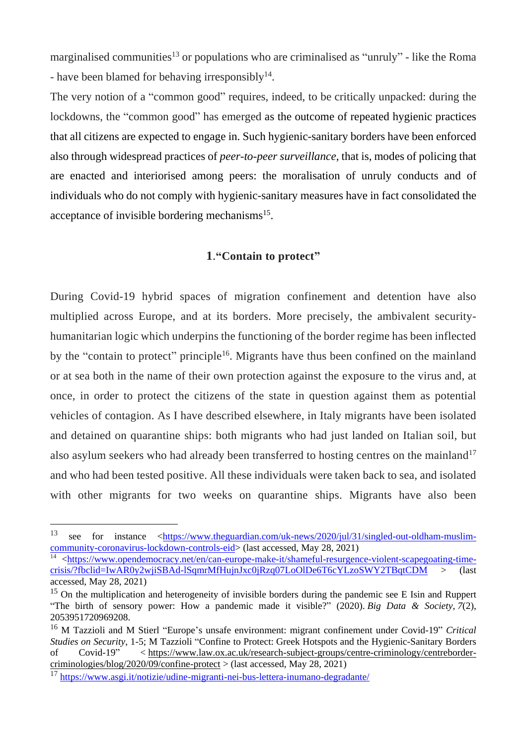marginalised communities[13] or populations who are criminalised as "unruly" - like the Roma - have been blamed for behaving irresponsibly[14].

The very notion of a "common good" requires, indeed, to be critically unpacked: during the lockdowns, the "common good" has emerged as the outcome of repeated hygienic practices that all citizens are expected to engage in. Such hygienic-sanitary borders have been enforced also through widespread practices of *peer-to-peer surveillance*, that is, modes of policing that are enacted and interiorised among peers: the moralisation of unruly conducts and of individuals who do not comply with hygienic-sanitary measures have in fact consolidated the acceptance of invisible bordering mechanisms[15].

## 1. "Contain to protect"

During Covid-19 hybrid spaces of migration confinement and detention have also multiplied across Europe, and at its borders. More precisely, the ambivalent security-humanitarian logic which underpins the functioning of the border regime has been inflected by the "contain to protect" principle[16]. Migrants have thus been confined on the mainland or at sea both in the name of their own protection against the exposure to the virus and, at once, in order to protect the citizens of the state in question against them as potential vehicles of contagion. As I have described elsewhere, in Italy migrants have been isolated and detained on quarantine ships: both migrants who had just landed on Italian soil, but also asylum seekers who had already been transferred to hosting centres on the mainland[17] and who had been tested positive. All these individuals were taken back to sea, and isolated with other migrants for two weeks on quarantine ships. Migrants have also been

---

[13] see for instance <https://www.theguardian.com/uk-news/2020/jul/31/singled-out-oldham-muslim-community-coronavirus-lockdown-controls-eid> (last accessed, May 28, 2021)

[14] <https://www.opendemocracy.net/en/can-europe-make-it/shameful-resurgence-violent-scapegoating-time-crisis/?fbclid=IwAR0y2wjiSBAd-lSqmrMfHujnJxc0jRzq07LoOlDe6T6cYLzoSWY2TBqtCDM > (last accessed, May 28, 2021)

[15] On the multiplication and heterogeneity of invisible borders during the pandemic see E Isin and Ruppert "The birth of sensory power: How a pandemic made it visible?" (2020). *Big Data & Society*, *7*(2), 2053951720969208.

[16] M Tazzioli and M Stierl "Europe's unsafe environment: migrant confinement under Covid-19" *Critical Studies on Security*, 1-5; M Tazzioli "Confine to Protect: Greek Hotspots and the Hygienic-Sanitary Borders of Covid-19" < https://www.law.ox.ac.uk/research-subject-groups/centre-criminology/centreborder-criminologies/blog/2020/09/confine-protect > (last accessed, May 28, 2021)

[17] https://www.asgi.it/notizie/udine-migranti-nei-bus-lettera-inumano-degradante/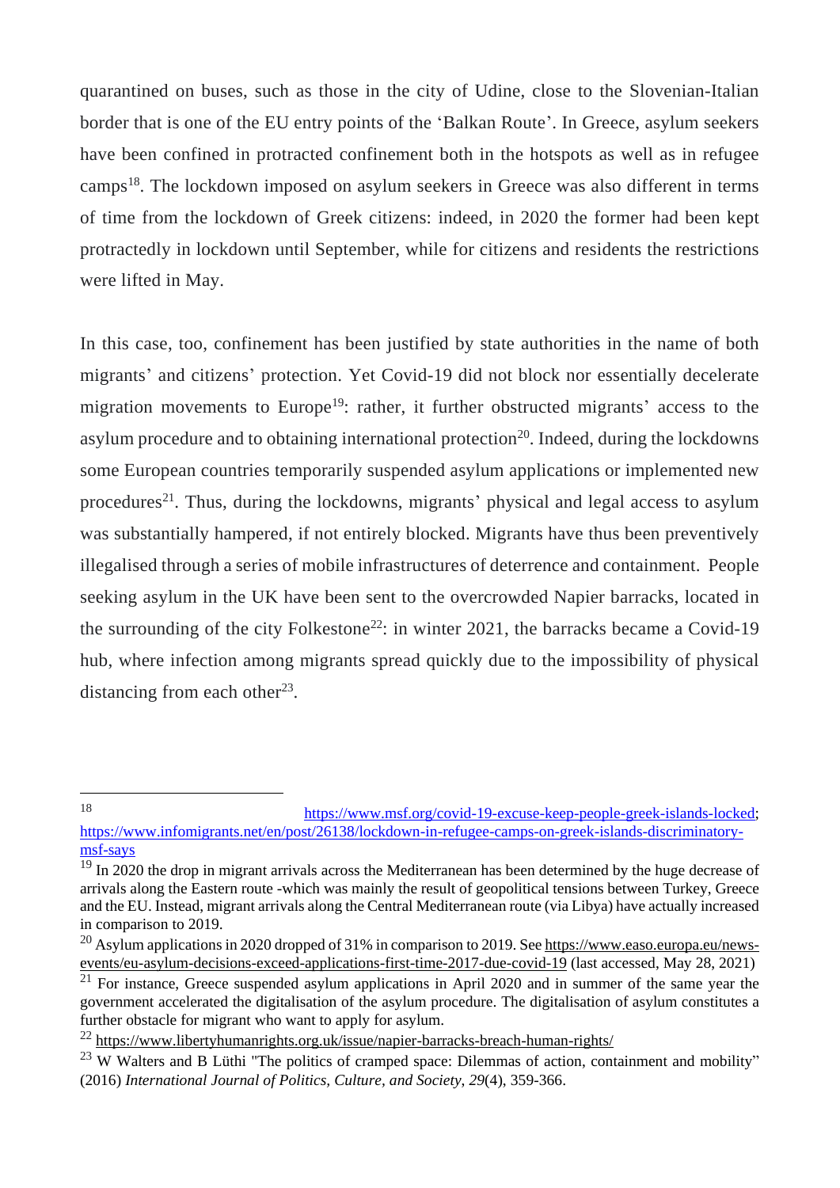quarantined on buses, such as those in the city of Udine, close to the Slovenian-Italian border that is one of the EU entry points of the 'Balkan Route'. In Greece, asylum seekers have been confined in protracted confinement both in the hotspots as well as in refugee camps[18]. The lockdown imposed on asylum seekers in Greece was also different in terms of time from the lockdown of Greek citizens: indeed, in 2020 the former had been kept protractedly in lockdown until September, while for citizens and residents the restrictions were lifted in May.

In this case, too, confinement has been justified by state authorities in the name of both migrants' and citizens' protection. Yet Covid-19 did not block nor essentially decelerate migration movements to Europe[19]: rather, it further obstructed migrants' access to the asylum procedure and to obtaining international protection[20]. Indeed, during the lockdowns some European countries temporarily suspended asylum applications or implemented new procedures[21]. Thus, during the lockdowns, migrants' physical and legal access to asylum was substantially hampered, if not entirely blocked. Migrants have thus been preventively illegalised through a series of mobile infrastructures of deterrence and containment. People seeking asylum in the UK have been sent to the overcrowded Napier barracks, located in the surrounding of the city Folkestone[22]: in winter 2021, the barracks became a Covid-19 hub, where infection among migrants spread quickly due to the impossibility of physical distancing from each other[23].

---

[18] https://www.msf.org/covid-19-excuse-keep-people-greek-islands-locked; https://www.infomigrants.net/en/post/26138/lockdown-in-refugee-camps-on-greek-islands-discriminatory-msf-says

[19] In 2020 the drop in migrant arrivals across the Mediterranean has been determined by the huge decrease of arrivals along the Eastern route -which was mainly the result of geopolitical tensions between Turkey, Greece and the EU. Instead, migrant arrivals along the Central Mediterranean route (via Libya) have actually increased in comparison to 2019.

[20] Asylum applications in 2020 dropped of 31% in comparison to 2019. See https://www.easo.europa.eu/news-events/eu-asylum-decisions-exceed-applications-first-time-2017-due-covid-19 (last accessed, May 28, 2021)

[21] For instance, Greece suspended asylum applications in April 2020 and in summer of the same year the government accelerated the digitalisation of the asylum procedure. The digitalisation of asylum constitutes a further obstacle for migrant who want to apply for asylum.

[22] https://www.libertyhumanrights.org.uk/issue/napier-barracks-breach-human-rights/

[23] W Walters and B Lüthi "The politics of cramped space: Dilemmas of action, containment and mobility" (2016) *International Journal of Politics, Culture, and Society, 29*(4), 359-366.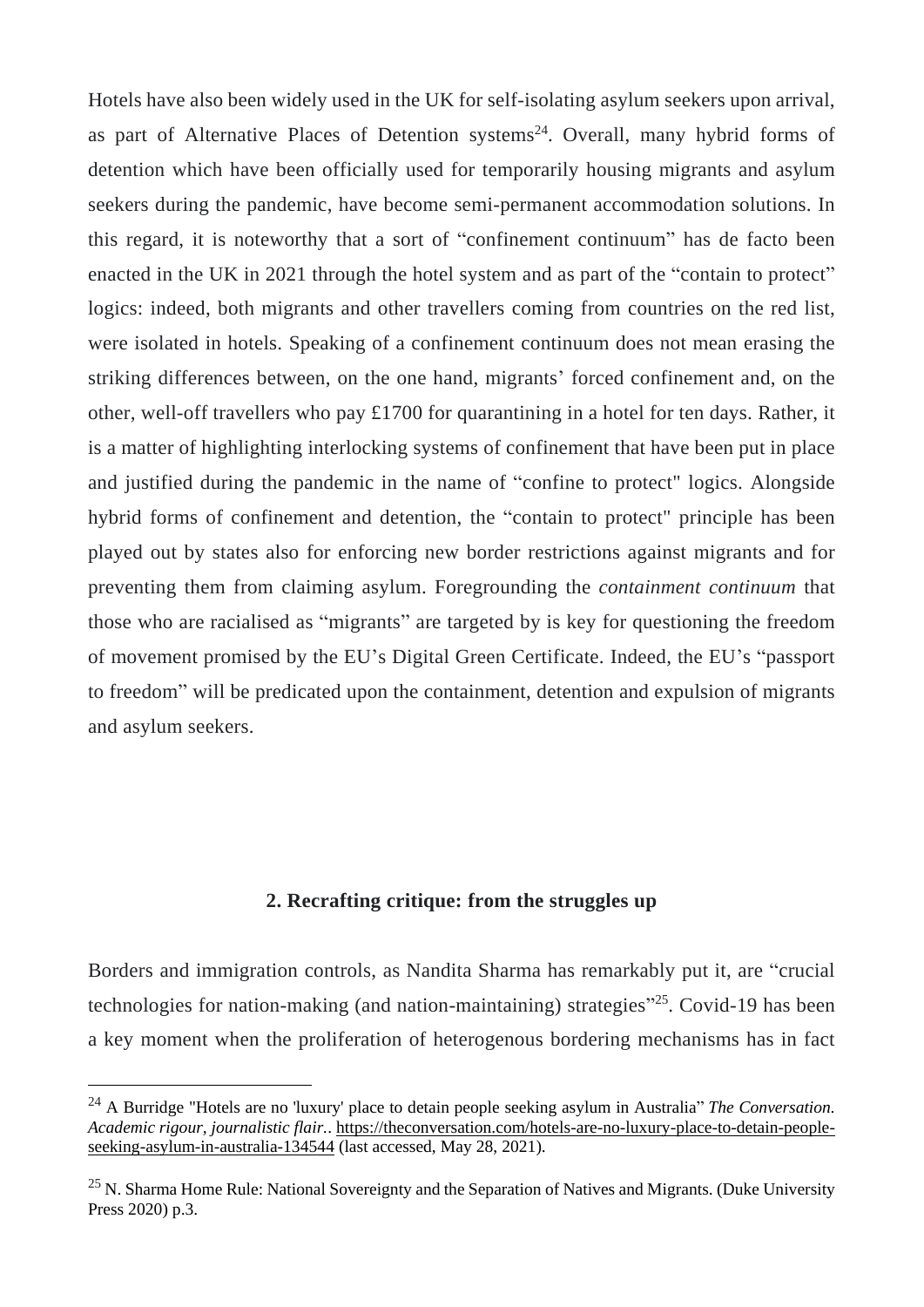Hotels have also been widely used in the UK for self-isolating asylum seekers upon arrival, as part of Alternative Places of Detention systems[24]. Overall, many hybrid forms of detention which have been officially used for temporarily housing migrants and asylum seekers during the pandemic, have become semi-permanent accommodation solutions. In this regard, it is noteworthy that a sort of "confinement continuum" has de facto been enacted in the UK in 2021 through the hotel system and as part of the "contain to protect" logics: indeed, both migrants and other travellers coming from countries on the red list, were isolated in hotels. Speaking of a confinement continuum does not mean erasing the striking differences between, on the one hand, migrants' forced confinement and, on the other, well-off travellers who pay £1700 for quarantining in a hotel for ten days. Rather, it is a matter of highlighting interlocking systems of confinement that have been put in place and justified during the pandemic in the name of "confine to protect" logics. Alongside hybrid forms of confinement and detention, the "contain to protect" principle has been played out by states also for enforcing new border restrictions against migrants and for preventing them from claiming asylum. Foregrounding the *containment continuum* that those who are racialised as "migrants" are targeted by is key for questioning the freedom of movement promised by the EU's Digital Green Certificate. Indeed, the EU's "passport to freedom" will be predicated upon the containment, detention and expulsion of migrants and asylum seekers.

## 2. Recrafting critique: from the struggles up

Borders and immigration controls, as Nandita Sharma has remarkably put it, are "crucial technologies for nation-making (and nation-maintaining) strategies"[25]. Covid-19 has been a key moment when the proliferation of heterogenous bordering mechanisms has in fact

---

[24] A Burridge "Hotels are no 'luxury' place to detain people seeking asylum in Australia" *The Conversation. Academic rigour, journalistic flair.*. https://theconversation.com/hotels-are-no-luxury-place-to-detain-people-seeking-asylum-in-australia-134544 (last accessed, May 28, 2021).

[25] N. Sharma Home Rule: National Sovereignty and the Separation of Natives and Migrants. (Duke University Press 2020) p.3.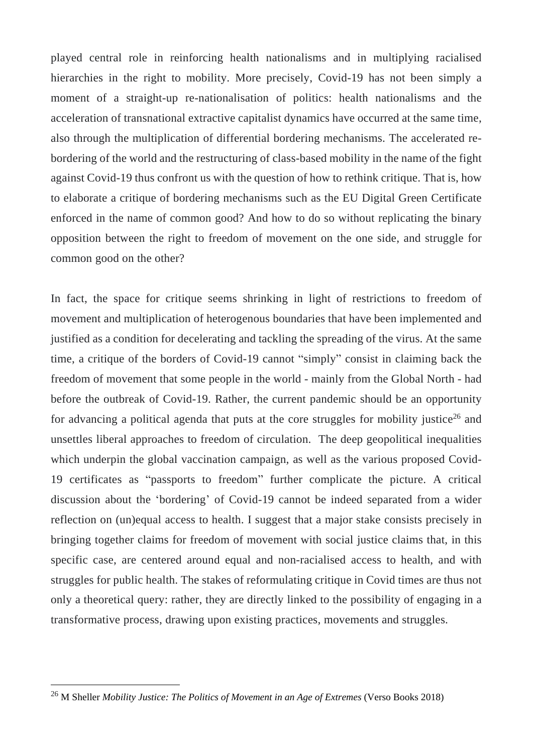played central role in reinforcing health nationalisms and in multiplying racialised hierarchies in the right to mobility. More precisely, Covid-19 has not been simply a moment of a straight-up re-nationalisation of politics: health nationalisms and the acceleration of transnational extractive capitalist dynamics have occurred at the same time, also through the multiplication of differential bordering mechanisms. The accelerated re-bordering of the world and the restructuring of class-based mobility in the name of the fight against Covid-19 thus confront us with the question of how to rethink critique. That is, how to elaborate a critique of bordering mechanisms such as the EU Digital Green Certificate enforced in the name of common good? And how to do so without replicating the binary opposition between the right to freedom of movement on the one side, and struggle for common good on the other?

In fact, the space for critique seems shrinking in light of restrictions to freedom of movement and multiplication of heterogenous boundaries that have been implemented and justified as a condition for decelerating and tackling the spreading of the virus. At the same time, a critique of the borders of Covid-19 cannot "simply" consist in claiming back the freedom of movement that some people in the world - mainly from the Global North - had before the outbreak of Covid-19. Rather, the current pandemic should be an opportunity for advancing a political agenda that puts at the core struggles for mobility justice[26] and unsettles liberal approaches to freedom of circulation. The deep geopolitical inequalities which underpin the global vaccination campaign, as well as the various proposed Covid-19 certificates as "passports to freedom" further complicate the picture. A critical discussion about the 'bordering' of Covid-19 cannot be indeed separated from a wider reflection on (un)equal access to health. I suggest that a major stake consists precisely in bringing together claims for freedom of movement with social justice claims that, in this specific case, are centered around equal and non-racialised access to health, and with struggles for public health. The stakes of reformulating critique in Covid times are thus not only a theoretical query: rather, they are directly linked to the possibility of engaging in a transformative process, drawing upon existing practices, movements and struggles.

---

[26] M Sheller *Mobility Justice: The Politics of Movement in an Age of Extremes* (Verso Books 2018)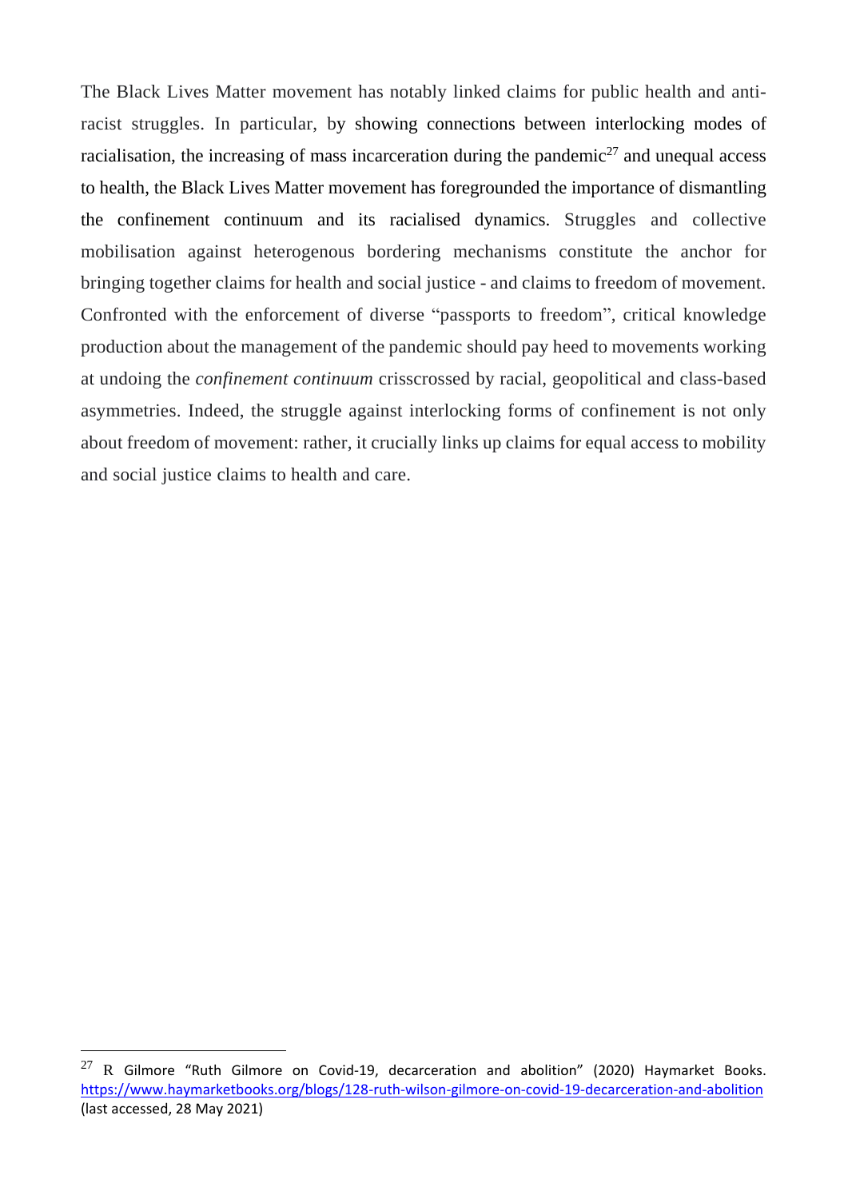The Black Lives Matter movement has notably linked claims for public health and anti-racist struggles. In particular, by showing connections between interlocking modes of racialisation, the increasing of mass incarceration during the pandemic[27] and unequal access to health, the Black Lives Matter movement has foregrounded the importance of dismantling the confinement continuum and its racialised dynamics. Struggles and collective mobilisation against heterogenous bordering mechanisms constitute the anchor for bringing together claims for health and social justice - and claims to freedom of movement. Confronted with the enforcement of diverse "passports to freedom", critical knowledge production about the management of the pandemic should pay heed to movements working at undoing the *confinement continuum* crisscrossed by racial, geopolitical and class-based asymmetries. Indeed, the struggle against interlocking forms of confinement is not only about freedom of movement: rather, it crucially links up claims for equal access to mobility and social justice claims to health and care.

---

[27] R Gilmore "Ruth Gilmore on Covid-19, decarceration and abolition" (2020) Haymarket Books. https://www.haymarketbooks.org/blogs/128-ruth-wilson-gilmore-on-covid-19-decarceration-and-abolition (last accessed, 28 May 2021)